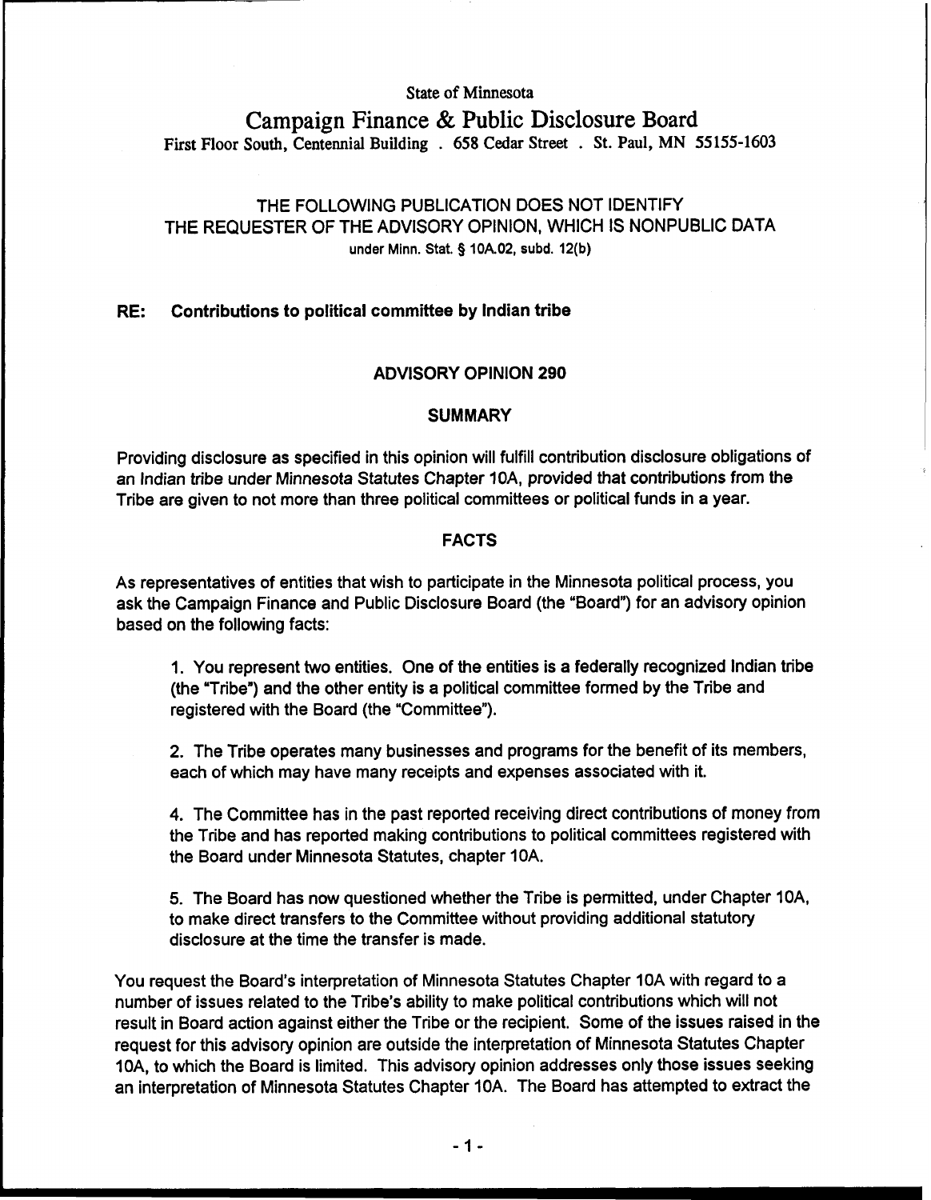State of Minnesota

# Campaign Finance & Public Disclosure Board

First Floor South, Centennial Building . 658 Cedar Street . St. Paul, MN 55155-1603

THE FOLLOWING PUBLICATION DOES NOT IDENTIFY
THE REQUESTER OF THE ADVISORY OPINION, WHICH IS NONPUBLIC DATA
under Minn. Stat. § 10A.02, subd. 12(b)

**RE: Contributions to political committee by Indian tribe**

## ADVISORY OPINION 290

### SUMMARY

Providing disclosure as specified in this opinion will fulfill contribution disclosure obligations of an Indian tribe under Minnesota Statutes Chapter 10A, provided that contributions from the Tribe are given to not more than three political committees or political funds in a year.

### FACTS

As representatives of entities that wish to participate in the Minnesota political process, you ask the Campaign Finance and Public Disclosure Board (the "Board") for an advisory opinion based on the following facts:

1. You represent two entities. One of the entities is a federally recognized Indian tribe (the "Tribe") and the other entity is a political committee formed by the Tribe and registered with the Board (the "Committee").

2. The Tribe operates many businesses and programs for the benefit of its members, each of which may have many receipts and expenses associated with it.

4. The Committee has in the past reported receiving direct contributions of money from the Tribe and has reported making contributions to political committees registered with the Board under Minnesota Statutes, chapter 10A.

5. The Board has now questioned whether the Tribe is permitted, under Chapter 10A, to make direct transfers to the Committee without providing additional statutory disclosure at the time the transfer is made.

You request the Board's interpretation of Minnesota Statutes Chapter 10A with regard to a number of issues related to the Tribe's ability to make political contributions which will not result in Board action against either the Tribe or the recipient. Some of the issues raised in the request for this advisory opinion are outside the interpretation of Minnesota Statutes Chapter 10A, to which the Board is limited. This advisory opinion addresses only those issues seeking an interpretation of Minnesota Statutes Chapter 10A. The Board has attempted to extract the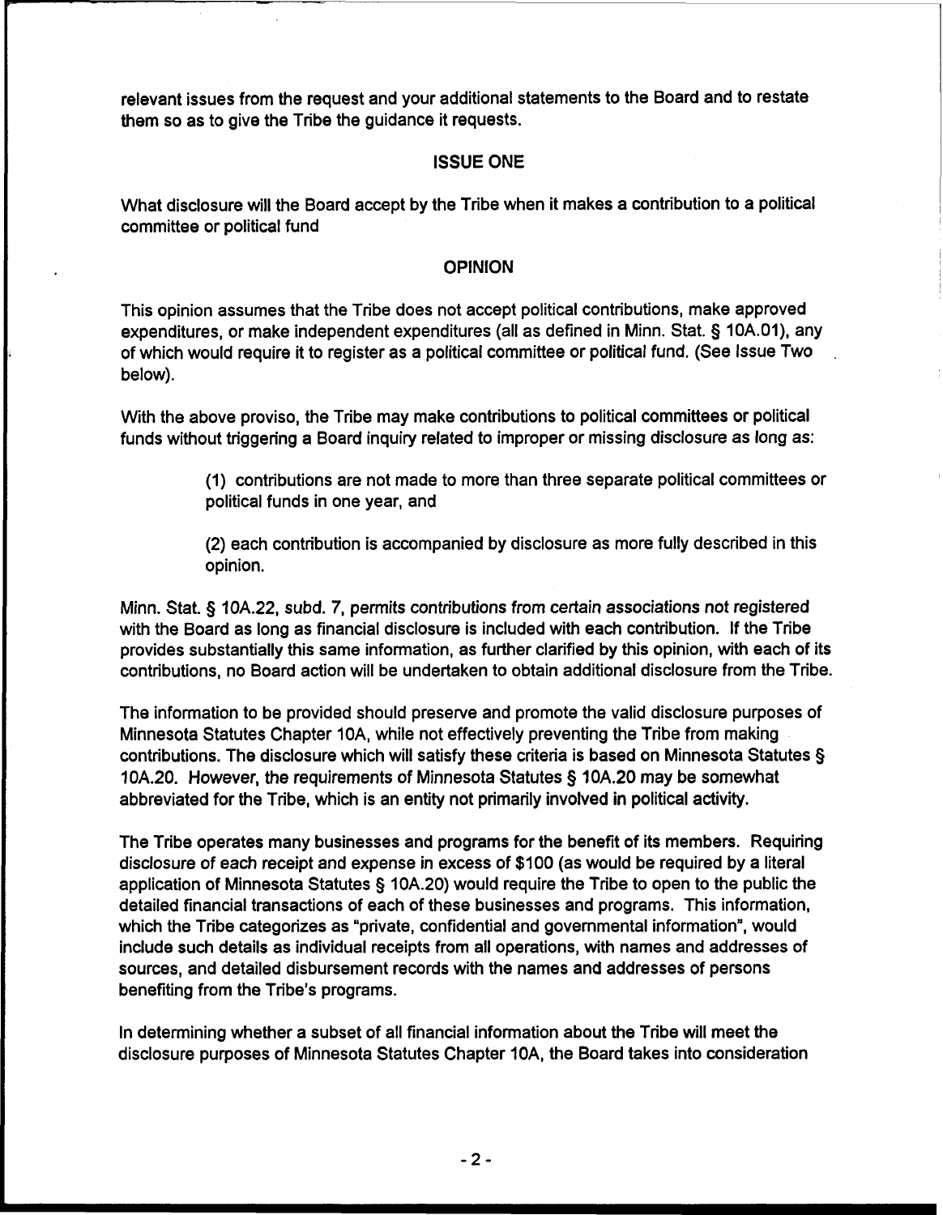relevant issues from the request and your additional statements to the Board and to restate them so as to give the Tribe the guidance it requests.

## ISSUE ONE

What disclosure will the Board accept by the Tribe when it makes a contribution to a political committee or political fund

## OPINION

This opinion assumes that the Tribe does not accept political contributions, make approved expenditures, or make independent expenditures (all as defined in Minn. Stat. § 10A.01), any of which would require it to register as a political committee or political fund. (See Issue Two below).

With the above proviso, the Tribe may make contributions to political committees or political funds without triggering a Board inquiry related to improper or missing disclosure as long as:

> (1) contributions are not made to more than three separate political committees or political funds in one year, and
>
> (2) each contribution is accompanied by disclosure as more fully described in this opinion.

Minn. Stat. § 10A.22, subd. 7, permits contributions from certain associations not registered with the Board as long as financial disclosure is included with each contribution. If the Tribe provides substantially this same information, as further clarified by this opinion, with each of its contributions, no Board action will be undertaken to obtain additional disclosure from the Tribe.

The information to be provided should preserve and promote the valid disclosure purposes of Minnesota Statutes Chapter 10A, while not effectively preventing the Tribe from making contributions. The disclosure which will satisfy these criteria is based on Minnesota Statutes § 10A.20. However, the requirements of Minnesota Statutes § 10A.20 may be somewhat abbreviated for the Tribe, which is an entity not primarily involved in political activity.

The Tribe operates many businesses and programs for the benefit of its members. Requiring disclosure of each receipt and expense in excess of $100 (as would be required by a literal application of Minnesota Statutes § 10A.20) would require the Tribe to open to the public the detailed financial transactions of each of these businesses and programs. This information, which the Tribe categorizes as "private, confidential and governmental information", would include such details as individual receipts from all operations, with names and addresses of sources, and detailed disbursement records with the names and addresses of persons benefiting from the Tribe's programs.

In determining whether a subset of all financial information about the Tribe will meet the disclosure purposes of Minnesota Statutes Chapter 10A, the Board takes into consideration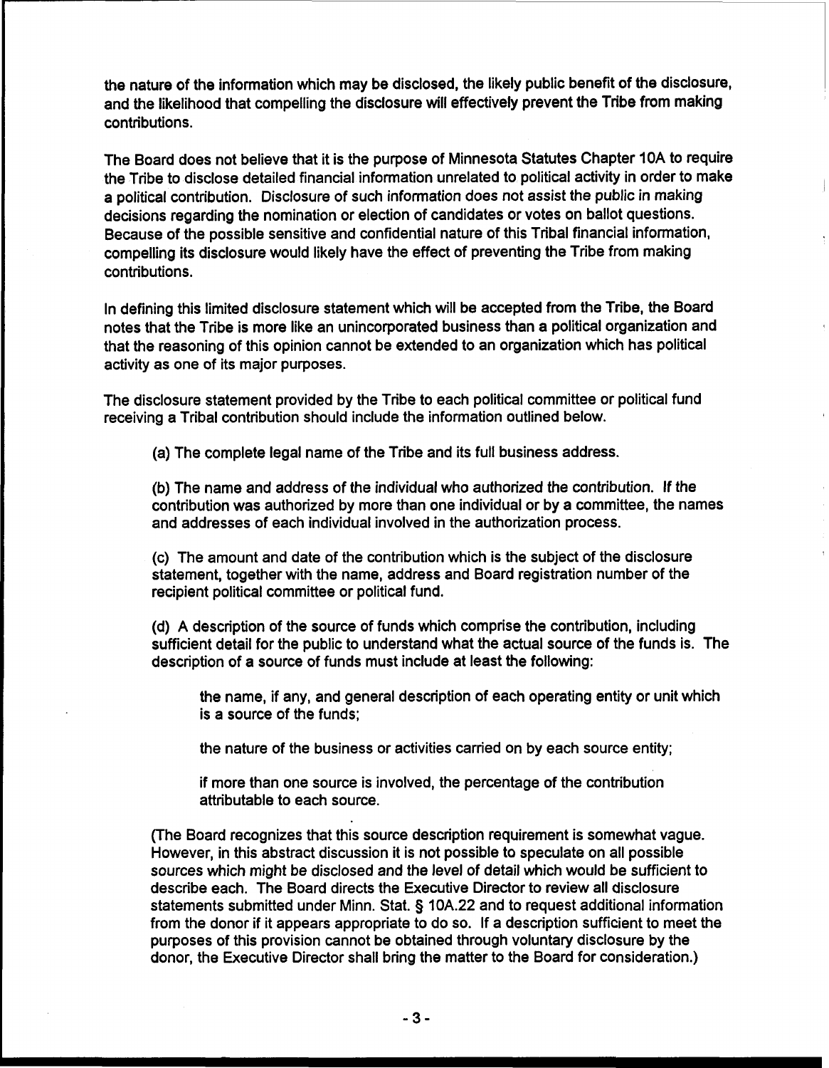the nature of the information which may be disclosed, the likely public benefit of the disclosure, and the likelihood that compelling the disclosure will effectively prevent the Tribe from making contributions.

The Board does not believe that it is the purpose of Minnesota Statutes Chapter 10A to require the Tribe to disclose detailed financial information unrelated to political activity in order to make a political contribution. Disclosure of such information does not assist the public in making decisions regarding the nomination or election of candidates or votes on ballot questions. Because of the possible sensitive and confidential nature of this Tribal financial information, compelling its disclosure would likely have the effect of preventing the Tribe from making contributions.

In defining this limited disclosure statement which will be accepted from the Tribe, the Board notes that the Tribe is more like an unincorporated business than a political organization and that the reasoning of this opinion cannot be extended to an organization which has political activity as one of its major purposes.

The disclosure statement provided by the Tribe to each political committee or political fund receiving a Tribal contribution should include the information outlined below.

(a) The complete legal name of the Tribe and its full business address.

(b) The name and address of the individual who authorized the contribution. If the contribution was authorized by more than one individual or by a committee, the names and addresses of each individual involved in the authorization process.

(c) The amount and date of the contribution which is the subject of the disclosure statement, together with the name, address and Board registration number of the recipient political committee or political fund.

(d) A description of the source of funds which comprise the contribution, including sufficient detail for the public to understand what the actual source of the funds is. The description of a source of funds must include at least the following:

> the name, if any, and general description of each operating entity or unit which is a source of the funds;
>
> the nature of the business or activities carried on by each source entity;
>
> if more than one source is involved, the percentage of the contribution attributable to each source.

(The Board recognizes that this source description requirement is somewhat vague. However, in this abstract discussion it is not possible to speculate on all possible sources which might be disclosed and the level of detail which would be sufficient to describe each. The Board directs the Executive Director to review all disclosure statements submitted under Minn. Stat. § 10A.22 and to request additional information from the donor if it appears appropriate to do so. If a description sufficient to meet the purposes of this provision cannot be obtained through voluntary disclosure by the donor, the Executive Director shall bring the matter to the Board for consideration.)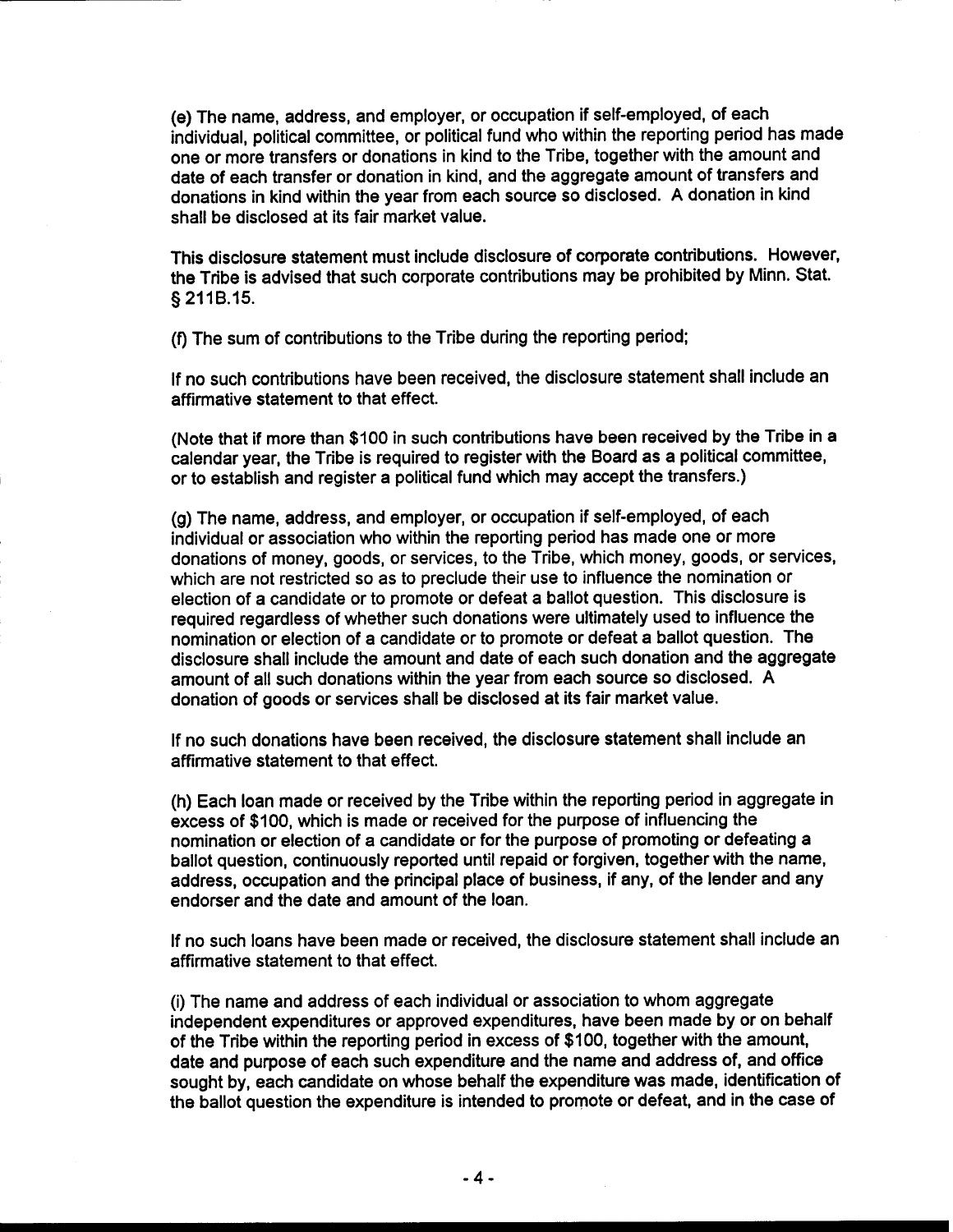(e) The name, address, and employer, or occupation if self-employed, of each individual, political committee, or political fund who within the reporting period has made one or more transfers or donations in kind to the Tribe, together with the amount and date of each transfer or donation in kind, and the aggregate amount of transfers and donations in kind within the year from each source so disclosed. A donation in kind shall be disclosed at its fair market value.

This disclosure statement must include disclosure of corporate contributions. However, the Tribe is advised that such corporate contributions may be prohibited by Minn. Stat. § 211B.15.

(f) The sum of contributions to the Tribe during the reporting period;

If no such contributions have been received, the disclosure statement shall include an affirmative statement to that effect.

(Note that if more than $100 in such contributions have been received by the Tribe in a calendar year, the Tribe is required to register with the Board as a political committee, or to establish and register a political fund which may accept the transfers.)

(g) The name, address, and employer, or occupation if self-employed, of each individual or association who within the reporting period has made one or more donations of money, goods, or services, to the Tribe, which money, goods, or services, which are not restricted so as to preclude their use to influence the nomination or election of a candidate or to promote or defeat a ballot question. This disclosure is required regardless of whether such donations were ultimately used to influence the nomination or election of a candidate or to promote or defeat a ballot question. The disclosure shall include the amount and date of each such donation and the aggregate amount of all such donations within the year from each source so disclosed. A donation of goods or services shall be disclosed at its fair market value.

If no such donations have been received, the disclosure statement shall include an affirmative statement to that effect.

(h) Each loan made or received by the Tribe within the reporting period in aggregate in excess of $100, which is made or received for the purpose of influencing the nomination or election of a candidate or for the purpose of promoting or defeating a ballot question, continuously reported until repaid or forgiven, together with the name, address, occupation and the principal place of business, if any, of the lender and any endorser and the date and amount of the loan.

If no such loans have been made or received, the disclosure statement shall include an affirmative statement to that effect.

(i) The name and address of each individual or association to whom aggregate independent expenditures or approved expenditures, have been made by or on behalf of the Tribe within the reporting period in excess of $100, together with the amount, date and purpose of each such expenditure and the name and address of, and office sought by, each candidate on whose behalf the expenditure was made, identification of the ballot question the expenditure is intended to promote or defeat, and in the case of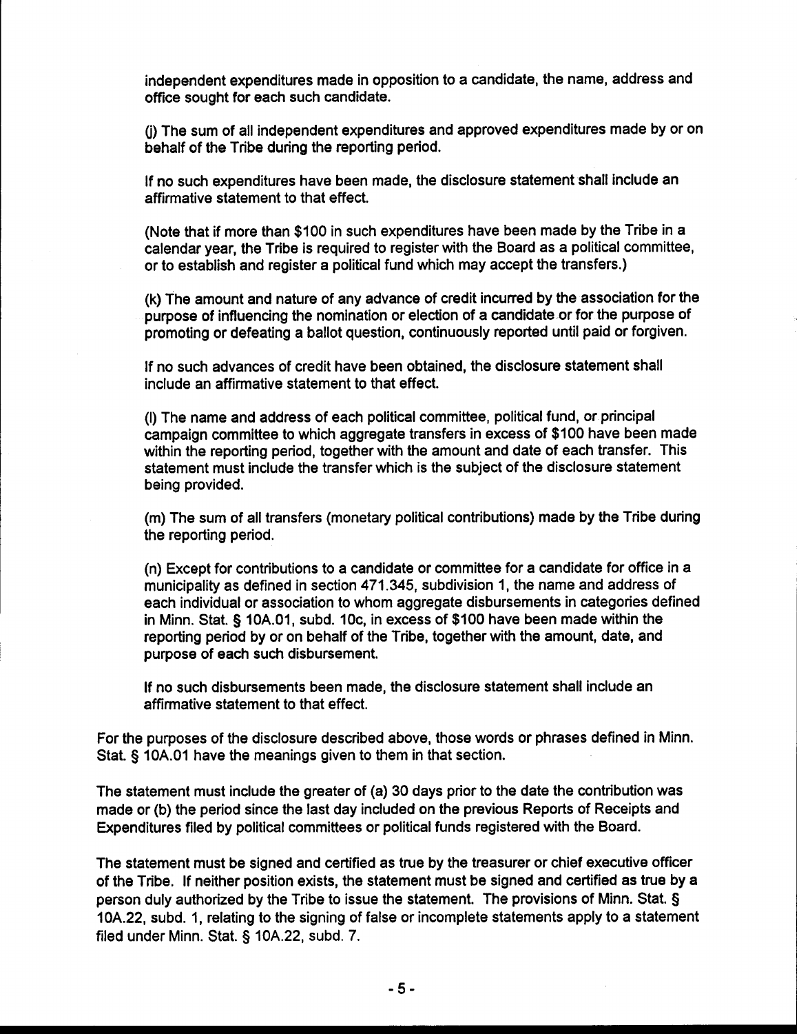independent expenditures made in opposition to a candidate, the name, address and office sought for each such candidate.

(j) The sum of all independent expenditures and approved expenditures made by or on behalf of the Tribe during the reporting period.

If no such expenditures have been made, the disclosure statement shall include an affirmative statement to that effect.

(Note that if more than $100 in such expenditures have been made by the Tribe in a calendar year, the Tribe is required to register with the Board as a political committee, or to establish and register a political fund which may accept the transfers.)

(k) The amount and nature of any advance of credit incurred by the association for the purpose of influencing the nomination or election of a candidate or for the purpose of promoting or defeating a ballot question, continuously reported until paid or forgiven.

If no such advances of credit have been obtained, the disclosure statement shall include an affirmative statement to that effect.

(l) The name and address of each political committee, political fund, or principal campaign committee to which aggregate transfers in excess of $100 have been made within the reporting period, together with the amount and date of each transfer. This statement must include the transfer which is the subject of the disclosure statement being provided.

(m) The sum of all transfers (monetary political contributions) made by the Tribe during the reporting period.

(n) Except for contributions to a candidate or committee for a candidate for office in a municipality as defined in section 471.345, subdivision 1, the name and address of each individual or association to whom aggregate disbursements in categories defined in Minn. Stat. § 10A.01, subd. 10c, in excess of $100 have been made within the reporting period by or on behalf of the Tribe, together with the amount, date, and purpose of each such disbursement.

If no such disbursements been made, the disclosure statement shall include an affirmative statement to that effect.

For the purposes of the disclosure described above, those words or phrases defined in Minn. Stat. § 10A.01 have the meanings given to them in that section.

The statement must include the greater of (a) 30 days prior to the date the contribution was made or (b) the period since the last day included on the previous Reports of Receipts and Expenditures filed by political committees or political funds registered with the Board.

The statement must be signed and certified as true by the treasurer or chief executive officer of the Tribe. If neither position exists, the statement must be signed and certified as true by a person duly authorized by the Tribe to issue the statement. The provisions of Minn. Stat. § 10A.22, subd. 1, relating to the signing of false or incomplete statements apply to a statement filed under Minn. Stat. § 10A.22, subd. 7.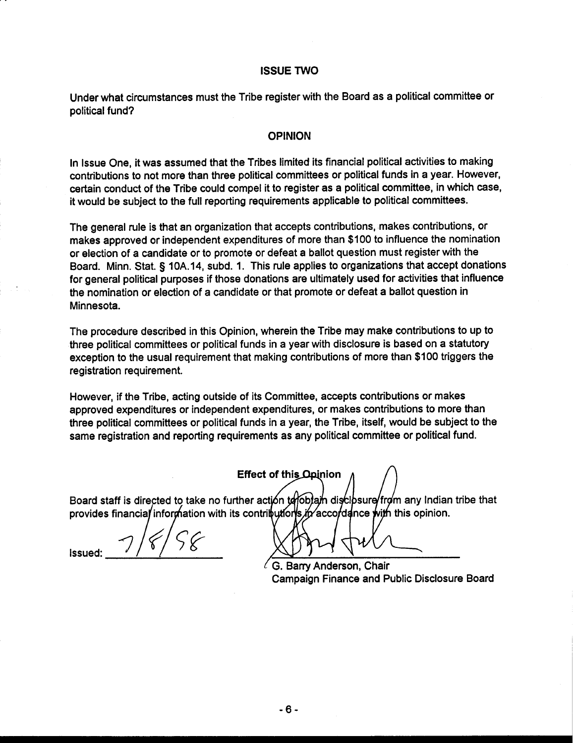## ISSUE TWO

Under what circumstances must the Tribe register with the Board as a political committee or political fund?

## OPINION

In Issue One, it was assumed that the Tribes limited its financial political activities to making contributions to not more than three political committees or political funds in a year. However, certain conduct of the Tribe could compel it to register as a political committee, in which case, it would be subject to the full reporting requirements applicable to political committees.

The general rule is that an organization that accepts contributions, makes contributions, or makes approved or independent expenditures of more than $100 to influence the nomination or election of a candidate or to promote or defeat a ballot question must register with the Board. Minn. Stat. § 10A.14, subd. 1. This rule applies to organizations that accept donations for general political purposes if those donations are ultimately used for activities that influence the nomination or election of a candidate or that promote or defeat a ballot question in Minnesota.

The procedure described in this Opinion, wherein the Tribe may make contributions to up to three political committees or political funds in a year with disclosure is based on a statutory exception to the usual requirement that making contributions of more than $100 triggers the registration requirement.

However, if the Tribe, acting outside of its Committee, accepts contributions or makes approved expenditures or independent expenditures, or makes contributions to more than three political committees or political funds in a year, the Tribe, itself, would be subject to the same registration and reporting requirements as any political committee or political fund.

**Effect of this Opinion**

Board staff is directed to take no further action to obtain disclosure from any Indian tribe that provides financial information with its contributions in accordance with this opinion.

Issued: 7/8/98

G. Barry Anderson, Chair
Campaign Finance and Public Disclosure Board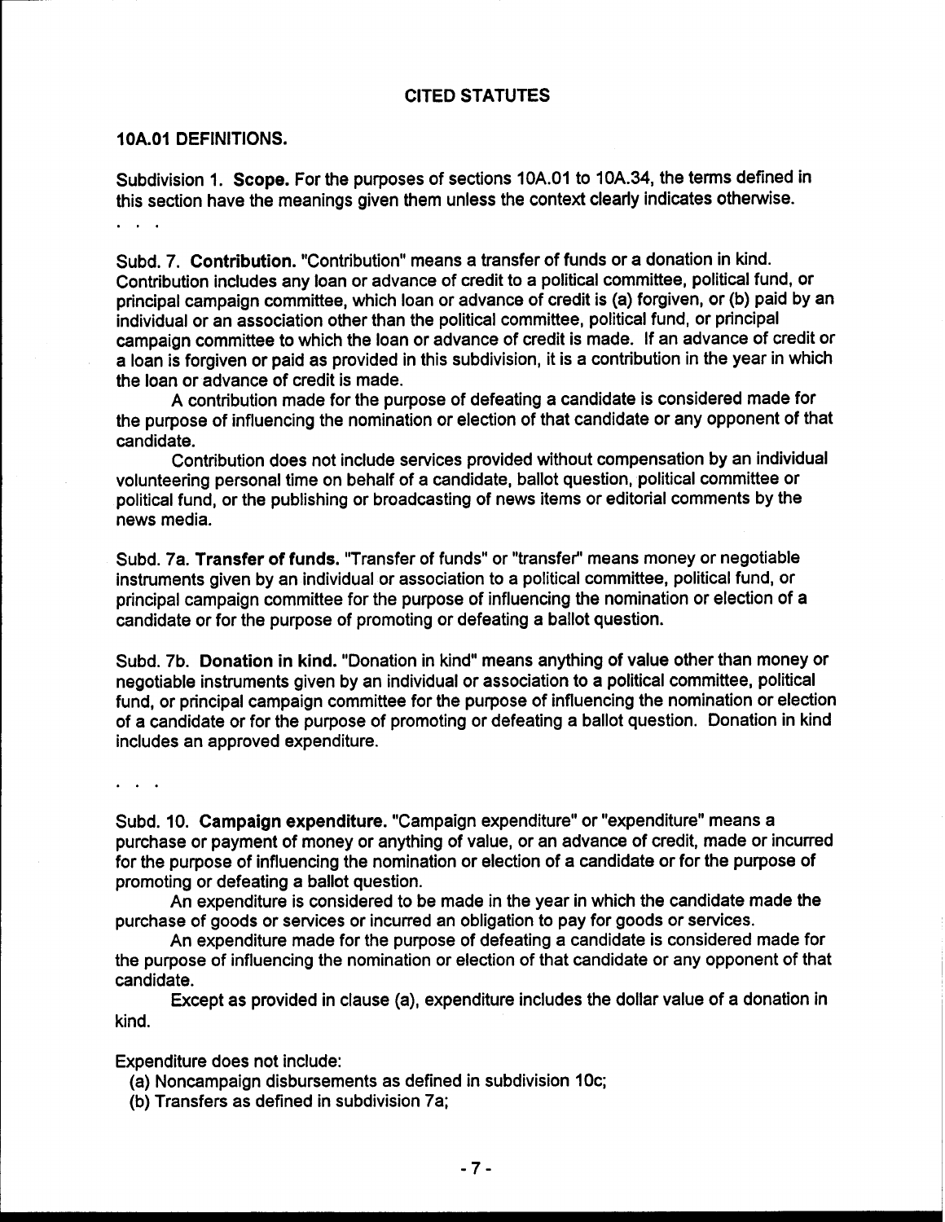## CITED STATUTES

### 10A.01 DEFINITIONS.

Subdivision 1. **Scope.** For the purposes of sections 10A.01 to 10A.34, the terms defined in this section have the meanings given them unless the context clearly indicates otherwise.

. . .

Subd. 7. **Contribution.** "Contribution" means a transfer of funds or a donation in kind. Contribution includes any loan or advance of credit to a political committee, political fund, or principal campaign committee, which loan or advance of credit is (a) forgiven, or (b) paid by an individual or an association other than the political committee, political fund, or principal campaign committee to which the loan or advance of credit is made. If an advance of credit or a loan is forgiven or paid as provided in this subdivision, it is a contribution in the year in which the loan or advance of credit is made.

A contribution made for the purpose of defeating a candidate is considered made for the purpose of influencing the nomination or election of that candidate or any opponent of that candidate.

Contribution does not include services provided without compensation by an individual volunteering personal time on behalf of a candidate, ballot question, political committee or political fund, or the publishing or broadcasting of news items or editorial comments by the news media.

Subd. 7a. **Transfer of funds.** "Transfer of funds" or "transfer" means money or negotiable instruments given by an individual or association to a political committee, political fund, or principal campaign committee for the purpose of influencing the nomination or election of a candidate or for the purpose of promoting or defeating a ballot question.

Subd. 7b. **Donation in kind.** "Donation in kind" means anything of value other than money or negotiable instruments given by an individual or association to a political committee, political fund, or principal campaign committee for the purpose of influencing the nomination or election of a candidate or for the purpose of promoting or defeating a ballot question. Donation in kind includes an approved expenditure.

. . .

Subd. 10. **Campaign expenditure.** "Campaign expenditure" or "expenditure" means a purchase or payment of money or anything of value, or an advance of credit, made or incurred for the purpose of influencing the nomination or election of a candidate or for the purpose of promoting or defeating a ballot question.

An expenditure is considered to be made in the year in which the candidate made the purchase of goods or services or incurred an obligation to pay for goods or services.

An expenditure made for the purpose of defeating a candidate is considered made for the purpose of influencing the nomination or election of that candidate or any opponent of that candidate.

Except as provided in clause (a), expenditure includes the dollar value of a donation in kind.

Expenditure does not include:

(a) Noncampaign disbursements as defined in subdivision 10c;
(b) Transfers as defined in subdivision 7a;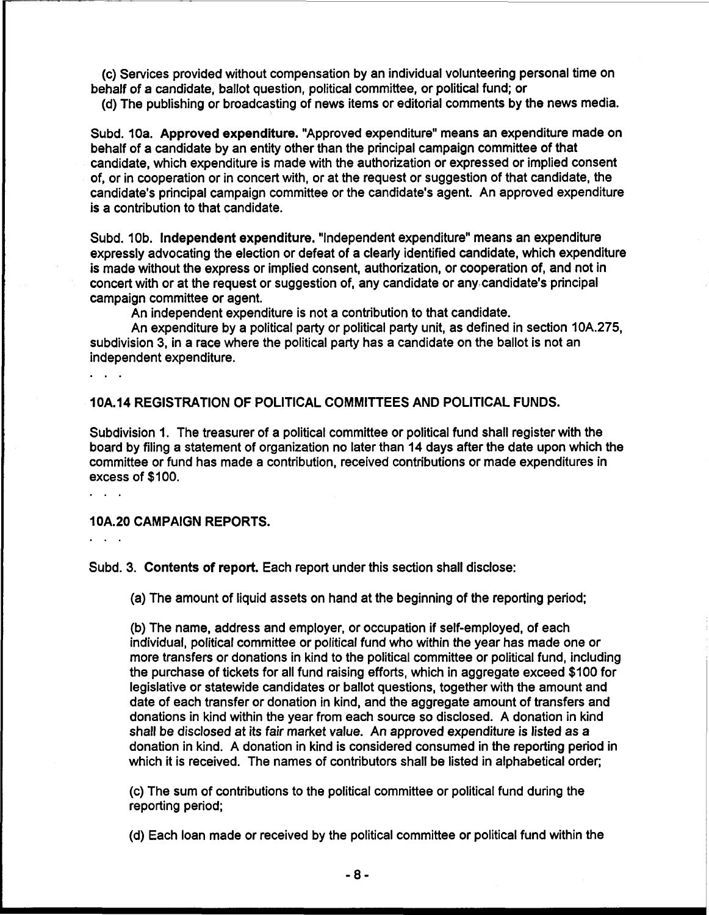(c) Services provided without compensation by an individual volunteering personal time on behalf of a candidate, ballot question, political committee, or political fund; or

(d) The publishing or broadcasting of news items or editorial comments by the news media.

Subd. 10a. **Approved expenditure.** "Approved expenditure" means an expenditure made on behalf of a candidate by an entity other than the principal campaign committee of that candidate, which expenditure is made with the authorization or expressed or implied consent of, or in cooperation or in concert with, or at the request or suggestion of that candidate, the candidate's principal campaign committee or the candidate's agent. An approved expenditure is a contribution to that candidate.

Subd. 10b. **Independent expenditure.** "Independent expenditure" means an expenditure expressly advocating the election or defeat of a clearly identified candidate, which expenditure is made without the express or implied consent, authorization, or cooperation of, and not in concert with or at the request or suggestion of, any candidate or any candidate's principal campaign committee or agent.

An independent expenditure is not a contribution to that candidate.

An expenditure by a political party or political party unit, as defined in section 10A.275, subdivision 3, in a race where the political party has a candidate on the ballot is not an independent expenditure.

. . .

**10A.14 REGISTRATION OF POLITICAL COMMITTEES AND POLITICAL FUNDS.**

Subdivision 1. The treasurer of a political committee or political fund shall register with the board by filing a statement of organization no later than 14 days after the date upon which the committee or fund has made a contribution, received contributions or made expenditures in excess of $100.

. . .

**10A.20 CAMPAIGN REPORTS.**

. . .

Subd. 3. **Contents of report.** Each report under this section shall disclose:

(a) The amount of liquid assets on hand at the beginning of the reporting period;

(b) The name, address and employer, or occupation if self-employed, of each individual, political committee or political fund who within the year has made one or more transfers or donations in kind to the political committee or political fund, including the purchase of tickets for all fund raising efforts, which in aggregate exceed $100 for legislative or statewide candidates or ballot questions, together with the amount and date of each transfer or donation in kind, and the aggregate amount of transfers and donations in kind within the year from each source so disclosed. A donation in kind shall be disclosed at its fair market value. An approved expenditure is listed as a donation in kind. A donation in kind is considered consumed in the reporting period in which it is received. The names of contributors shall be listed in alphabetical order;

(c) The sum of contributions to the political committee or political fund during the reporting period;

(d) Each loan made or received by the political committee or political fund within the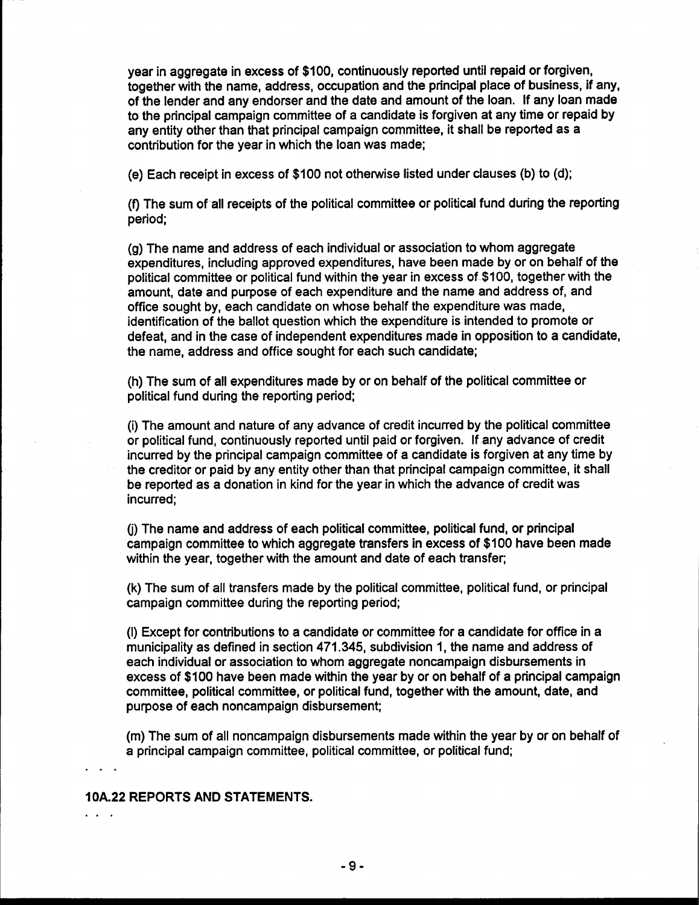year in aggregate in excess of $100, continuously reported until repaid or forgiven, together with the name, address, occupation and the principal place of business, if any, of the lender and any endorser and the date and amount of the loan. If any loan made to the principal campaign committee of a candidate is forgiven at any time or repaid by any entity other than that principal campaign committee, it shall be reported as a contribution for the year in which the loan was made;

(e) Each receipt in excess of $100 not otherwise listed under clauses (b) to (d);

(f) The sum of all receipts of the political committee or political fund during the reporting period;

(g) The name and address of each individual or association to whom aggregate expenditures, including approved expenditures, have been made by or on behalf of the political committee or political fund within the year in excess of $100, together with the amount, date and purpose of each expenditure and the name and address of, and office sought by, each candidate on whose behalf the expenditure was made, identification of the ballot question which the expenditure is intended to promote or defeat, and in the case of independent expenditures made in opposition to a candidate, the name, address and office sought for each such candidate;

(h) The sum of all expenditures made by or on behalf of the political committee or political fund during the reporting period;

(i) The amount and nature of any advance of credit incurred by the political committee or political fund, continuously reported until paid or forgiven. If any advance of credit incurred by the principal campaign committee of a candidate is forgiven at any time by the creditor or paid by any entity other than that principal campaign committee, it shall be reported as a donation in kind for the year in which the advance of credit was incurred;

(j) The name and address of each political committee, political fund, or principal campaign committee to which aggregate transfers in excess of $100 have been made within the year, together with the amount and date of each transfer;

(k) The sum of all transfers made by the political committee, political fund, or principal campaign committee during the reporting period;

(l) Except for contributions to a candidate or committee for a candidate for office in a municipality as defined in section 471.345, subdivision 1, the name and address of each individual or association to whom aggregate noncampaign disbursements in excess of $100 have been made within the year by or on behalf of a principal campaign committee, political committee, or political fund, together with the amount, date, and purpose of each noncampaign disbursement;

(m) The sum of all noncampaign disbursements made within the year by or on behalf of a principal campaign committee, political committee, or political fund;

. . .

**10A.22 REPORTS AND STATEMENTS.**

. . .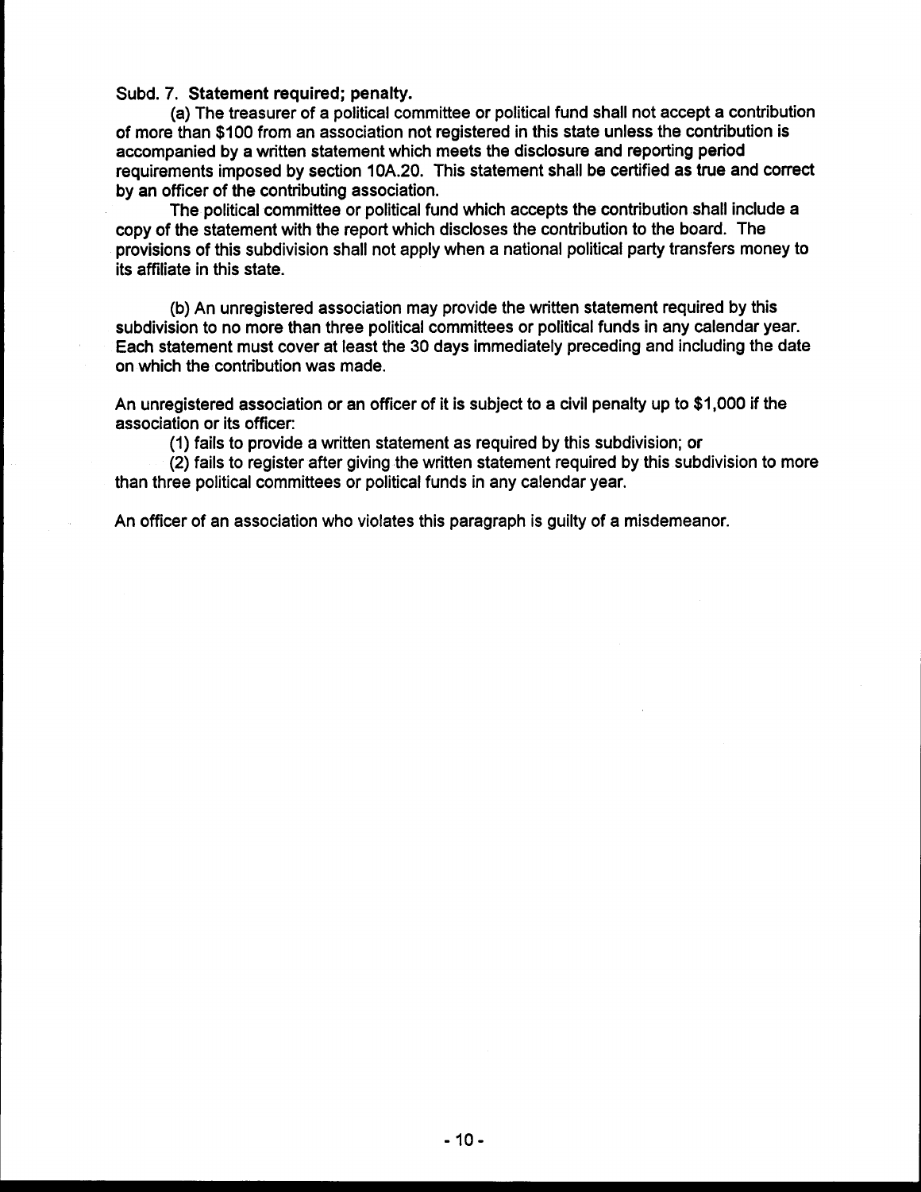Subd. 7. **Statement required; penalty.**

(a) The treasurer of a political committee or political fund shall not accept a contribution of more than $100 from an association not registered in this state unless the contribution is accompanied by a written statement which meets the disclosure and reporting period requirements imposed by section 10A.20. This statement shall be certified as true and correct by an officer of the contributing association.

The political committee or political fund which accepts the contribution shall include a copy of the statement with the report which discloses the contribution to the board. The provisions of this subdivision shall not apply when a national political party transfers money to its affiliate in this state.

(b) An unregistered association may provide the written statement required by this subdivision to no more than three political committees or political funds in any calendar year. Each statement must cover at least the 30 days immediately preceding and including the date on which the contribution was made.

An unregistered association or an officer of it is subject to a civil penalty up to $1,000 if the association or its officer:

(1) fails to provide a written statement as required by this subdivision; or

(2) fails to register after giving the written statement required by this subdivision to more than three political committees or political funds in any calendar year.

An officer of an association who violates this paragraph is guilty of a misdemeanor.